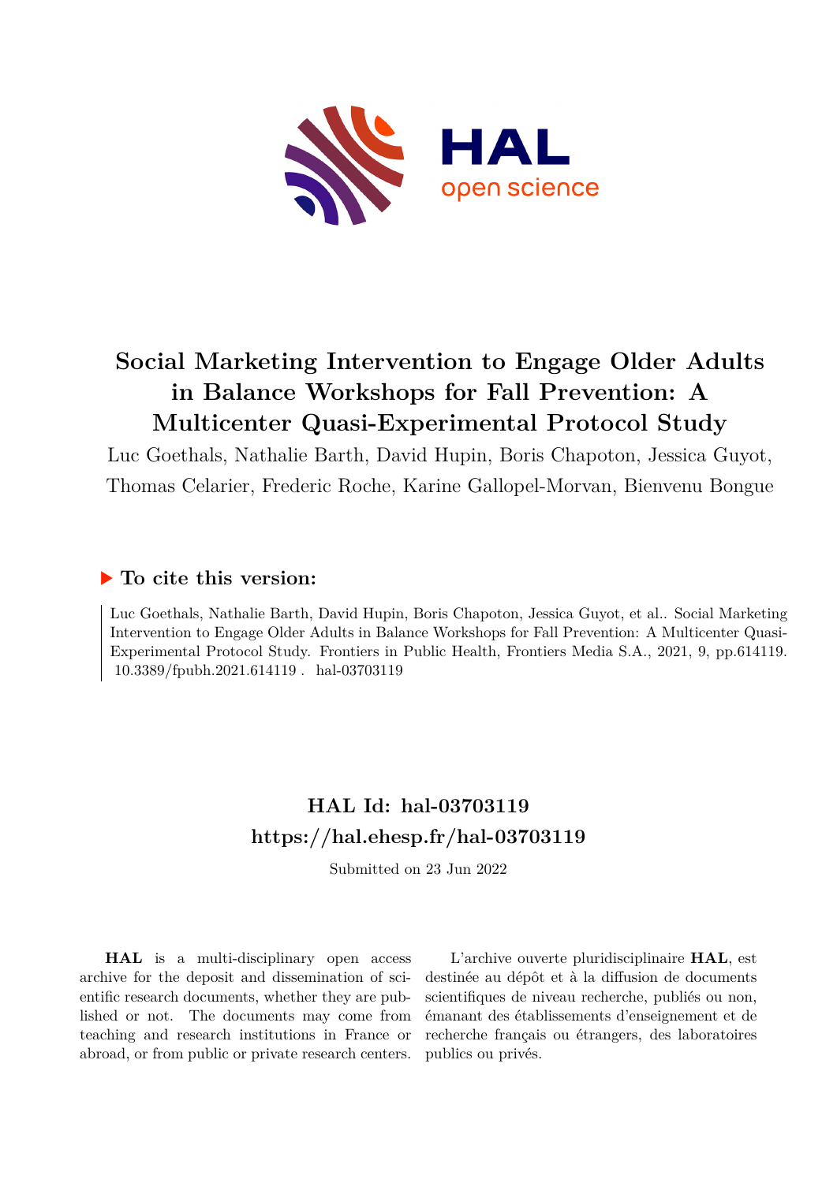# Social Marketing Intervention to Engage Older Adults in Balance Workshops for Fall Prevention: A Multicenter Quasi-Experimental Protocol Study

Luc Goethals, Nathalie Barth, David Hupin, Boris Chapoton, Jessica Guyot, Thomas Celarier, Frederic Roche, Karine Gallopel-Morvan, Bienvenu Bongue

## ▶ To cite this version:

Luc Goethals, Nathalie Barth, David Hupin, Boris Chapoton, Jessica Guyot, et al.. Social Marketing Intervention to Engage Older Adults in Balance Workshops for Fall Prevention: A Multicenter Quasi-Experimental Protocol Study. Frontiers in Public Health, Frontiers Media S.A., 2021, 9, pp.614119. 10.3389/fpubh.2021.614119 . hal-03703119

## HAL Id: hal-03703119

## https://hal.ehesp.fr/hal-03703119

Submitted on 23 Jun 2022

**HAL** is a multi-disciplinary open access archive for the deposit and dissemination of scientific research documents, whether they are published or not. The documents may come from teaching and research institutions in France or abroad, or from public or private research centers.

L'archive ouverte pluridisciplinaire **HAL**, est destinée au dépôt et à la diffusion de documents scientifiques de niveau recherche, publiés ou non, émanant des établissements d'enseignement et de recherche français ou étrangers, des laboratoires publics ou privés.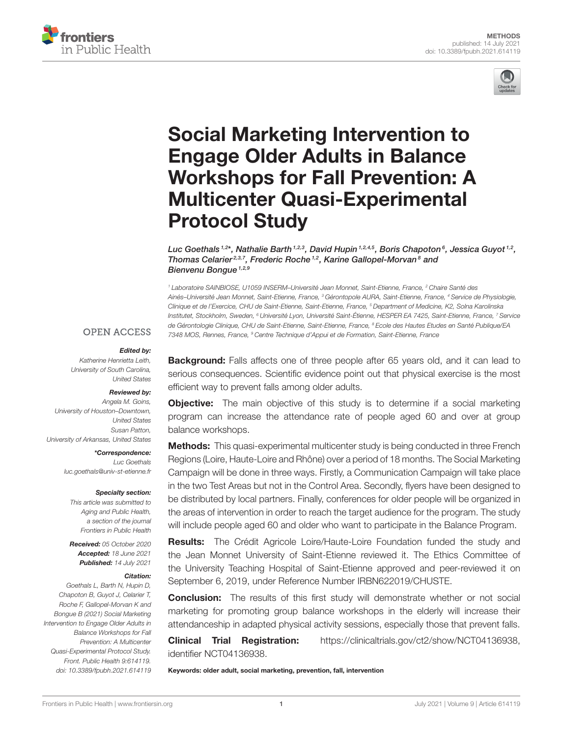# Social Marketing Intervention to Engage Older Adults in Balance Workshops for Fall Prevention: A Multicenter Quasi-Experimental Protocol Study

*Luc Goethals[1,2*], Nathalie Barth[1,2,3], David Hupin[1,2,4,5], Boris Chapoton[6], Jessica Guyot[1,2], Thomas Celarier[2,3,7], Frederic Roche[1,2], Karine Gallopel-Morvan[8] and Bienvenu Bongue[1,2,9]*

[1] Laboratoire SAINBIOSE, U1059 INSERM–Université Jean Monnet, Saint-Etienne, France, [2] Chaire Santé des Ainés–Université Jean Monnet, Saint-Etienne, France, [3] Gérontopole AURA, Saint-Etienne, France, [4] Service de Physiologie, Clinique et de l'Exercice, CHU de Saint-Etienne, Saint-Etienne, France, [5] Department of Medicine, K2, Solna Karolinska Institutet, Stockholm, Sweden, [6] Université Lyon, Université Saint-Étienne, HESPER EA 7425, Saint-Etienne, France, [7] Service de Gérontologie Clinique, CHU de Saint-Etienne, Saint-Etienne, France, [8] Ecole des Hautes Etudes en Santé Publique/EA 7348 MOS, Rennes, France, [9] Centre Technique d'Appui et de Formation, Saint-Etienne, France

OPEN ACCESS

***Edited by:***
Katherine Henrietta Leith, University of South Carolina, United States

***Reviewed by:***
Angela M. Goins, University of Houston–Downtown, United States
Susan Patton, University of Arkansas, United States

***\*Correspondence:***
Luc Goethals
luc.goethals@univ-st-etienne.fr

***Specialty section:***
This article was submitted to Aging and Public Health, a section of the journal Frontiers in Public Health

***Received:*** 05 October 2020
***Accepted:*** 18 June 2021
***Published:*** 14 July 2021

***Citation:***
Goethals L, Barth N, Hupin D, Chapoton B, Guyot J, Celarier T, Roche F, Gallopel-Morvan K and Bongue B (2021) Social Marketing Intervention to Engage Older Adults in Balance Workshops for Fall Prevention: A Multicenter Quasi-Experimental Protocol Study. Front. Public Health 9:614119. doi: 10.3389/fpubh.2021.614119

**Background:** Falls affects one of three people after 65 years old, and it can lead to serious consequences. Scientific evidence point out that physical exercise is the most efficient way to prevent falls among older adults.

**Objective:** The main objective of this study is to determine if a social marketing program can increase the attendance rate of people aged 60 and over at group balance workshops.

**Methods:** This quasi-experimental multicenter study is being conducted in three French Regions (Loire, Haute-Loire and Rhône) over a period of 18 months. The Social Marketing Campaign will be done in three ways. Firstly, a Communication Campaign will take place in the two Test Areas but not in the Control Area. Secondly, flyers have been designed to be distributed by local partners. Finally, conferences for older people will be organized in the areas of intervention in order to reach the target audience for the program. The study will include people aged 60 and older who want to participate in the Balance Program.

**Results:** The Crédit Agricole Loire/Haute-Loire Foundation funded the study and the Jean Monnet University of Saint-Etienne reviewed it. The Ethics Committee of the University Teaching Hospital of Saint-Etienne approved and peer-reviewed it on September 6, 2019, under Reference Number IRBN622019/CHUSTE.

**Conclusion:** The results of this first study will demonstrate whether or not social marketing for promoting group balance workshops in the elderly will increase their attendanceship in adapted physical activity sessions, especially those that prevent falls.

**Clinical Trial Registration:** https://clinicaltrials.gov/ct2/show/NCT04136938, identifier NCT04136938.

**Keywords: older adult, social marketing, prevention, fall, intervention**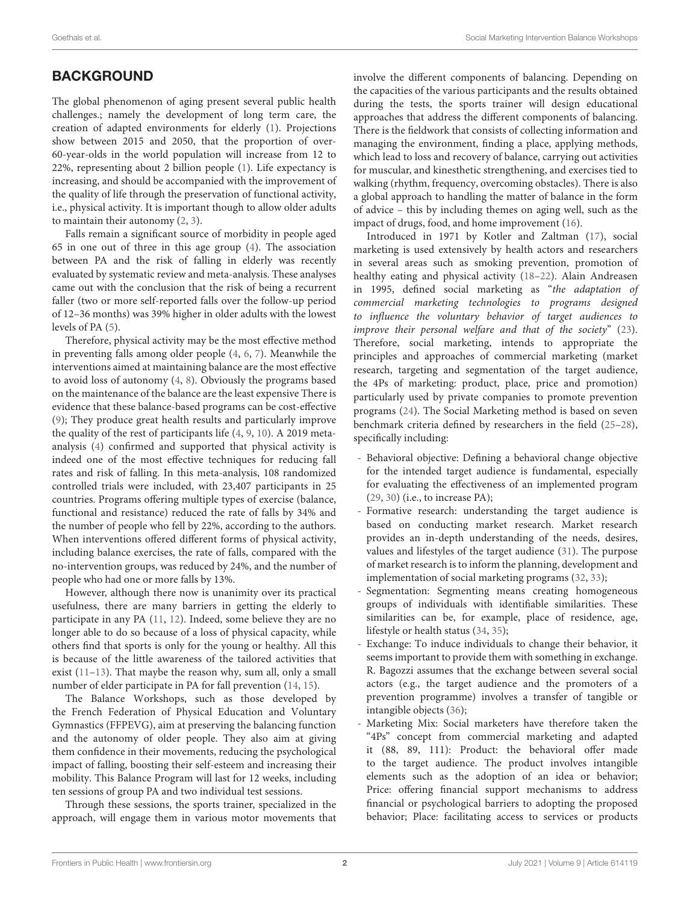## BACKGROUND

The global phenomenon of aging present several public health challenges.; namely the development of long term care, the creation of adapted environments for elderly (1). Projections show between 2015 and 2050, that the proportion of over-60-year-olds in the world population will increase from 12 to 22%, representing about 2 billion people (1). Life expectancy is increasing, and should be accompanied with the improvement of the quality of life through the preservation of functional activity, i.e., physical activity. It is important though to allow older adults to maintain their autonomy (2, 3).

Falls remain a significant source of morbidity in people aged 65 in one out of three in this age group (4). The association between PA and the risk of falling in elderly was recently evaluated by systematic review and meta-analysis. These analyses came out with the conclusion that the risk of being a recurrent faller (two or more self-reported falls over the follow-up period of 12–36 months) was 39% higher in older adults with the lowest levels of PA (5).

Therefore, physical activity may be the most effective method in preventing falls among older people (4, 6, 7). Meanwhile the interventions aimed at maintaining balance are the most effective to avoid loss of autonomy (4, 8). Obviously the programs based on the maintenance of the balance are the least expensive There is evidence that these balance-based programs can be cost-effective (9); They produce great health results and particularly improve the quality of the rest of participants life (4, 9, 10). A 2019 meta-analysis (4) confirmed and supported that physical activity is indeed one of the most effective techniques for reducing fall rates and risk of falling. In this meta-analysis, 108 randomized controlled trials were included, with 23,407 participants in 25 countries. Programs offering multiple types of exercise (balance, functional and resistance) reduced the rate of falls by 34% and the number of people who fell by 22%, according to the authors. When interventions offered different forms of physical activity, including balance exercises, the rate of falls, compared with the no-intervention groups, was reduced by 24%, and the number of people who had one or more falls by 13%.

However, although there now is unanimity over its practical usefulness, there are many barriers in getting the elderly to participate in any PA (11, 12). Indeed, some believe they are no longer able to do so because of a loss of physical capacity, while others find that sports is only for the young or healthy. All this is because of the little awareness of the tailored activities that exist (11–13). That maybe the reason why, sum all, only a small number of elder participate in PA for fall prevention (14, 15).

The Balance Workshops, such as those developed by the French Federation of Physical Education and Voluntary Gymnastics (FFPEVG), aim at preserving the balancing function and the autonomy of older people. They also aim at giving them confidence in their movements, reducing the psychological impact of falling, boosting their self-esteem and increasing their mobility. This Balance Program will last for 12 weeks, including ten sessions of group PA and two individual test sessions.

Through these sessions, the sports trainer, specialized in the approach, will engage them in various motor movements that involve the different components of balancing. Depending on the capacities of the various participants and the results obtained during the tests, the sports trainer will design educational approaches that address the different components of balancing. There is the fieldwork that consists of collecting information and managing the environment, finding a place, applying methods, which lead to loss and recovery of balance, carrying out activities for muscular, and kinesthetic strengthening, and exercises tied to walking (rhythm, frequency, overcoming obstacles). There is also a global approach to handling the matter of balance in the form of advice – this by including themes on aging well, such as the impact of drugs, food, and home improvement (16).

Introduced in 1971 by Kotler and Zaltman (17), social marketing is used extensively by health actors and researchers in several areas such as smoking prevention, promotion of healthy eating and physical activity (18–22). Alain Andreasen in 1995, defined social marketing as "*the adaptation of commercial marketing technologies to programs designed to influence the voluntary behavior of target audiences to improve their personal welfare and that of the society*" (23). Therefore, social marketing, intends to appropriate the principles and approaches of commercial marketing (market research, targeting and segmentation of the target audience, the 4Ps of marketing: product, place, price and promotion) particularly used by private companies to promote prevention programs (24). The Social Marketing method is based on seven benchmark criteria defined by researchers in the field (25–28), specifically including:

- Behavioral objective: Defining a behavioral change objective for the intended target audience is fundamental, especially for evaluating the effectiveness of an implemented program (29, 30) (i.e., to increase PA);
- Formative research: understanding the target audience is based on conducting market research. Market research provides an in-depth understanding of the needs, desires, values and lifestyles of the target audience (31). The purpose of market research is to inform the planning, development and implementation of social marketing programs (32, 33);
- Segmentation: Segmenting means creating homogeneous groups of individuals with identifiable similarities. These similarities can be, for example, place of residence, age, lifestyle or health status (34, 35);
- Exchange: To induce individuals to change their behavior, it seems important to provide them with something in exchange. R. Bagozzi assumes that the exchange between several social actors (e.g., the target audience and the promoters of a prevention programme) involves a transfer of tangible or intangible objects (36);
- Marketing Mix: Social marketers have therefore taken the "4Ps" concept from commercial marketing and adapted it (88, 89, 111): Product: the behavioral offer made to the target audience. The product involves intangible elements such as the adoption of an idea or behavior; Price: offering financial support mechanisms to address financial or psychological barriers to adopting the proposed behavior; Place: facilitating access to services or products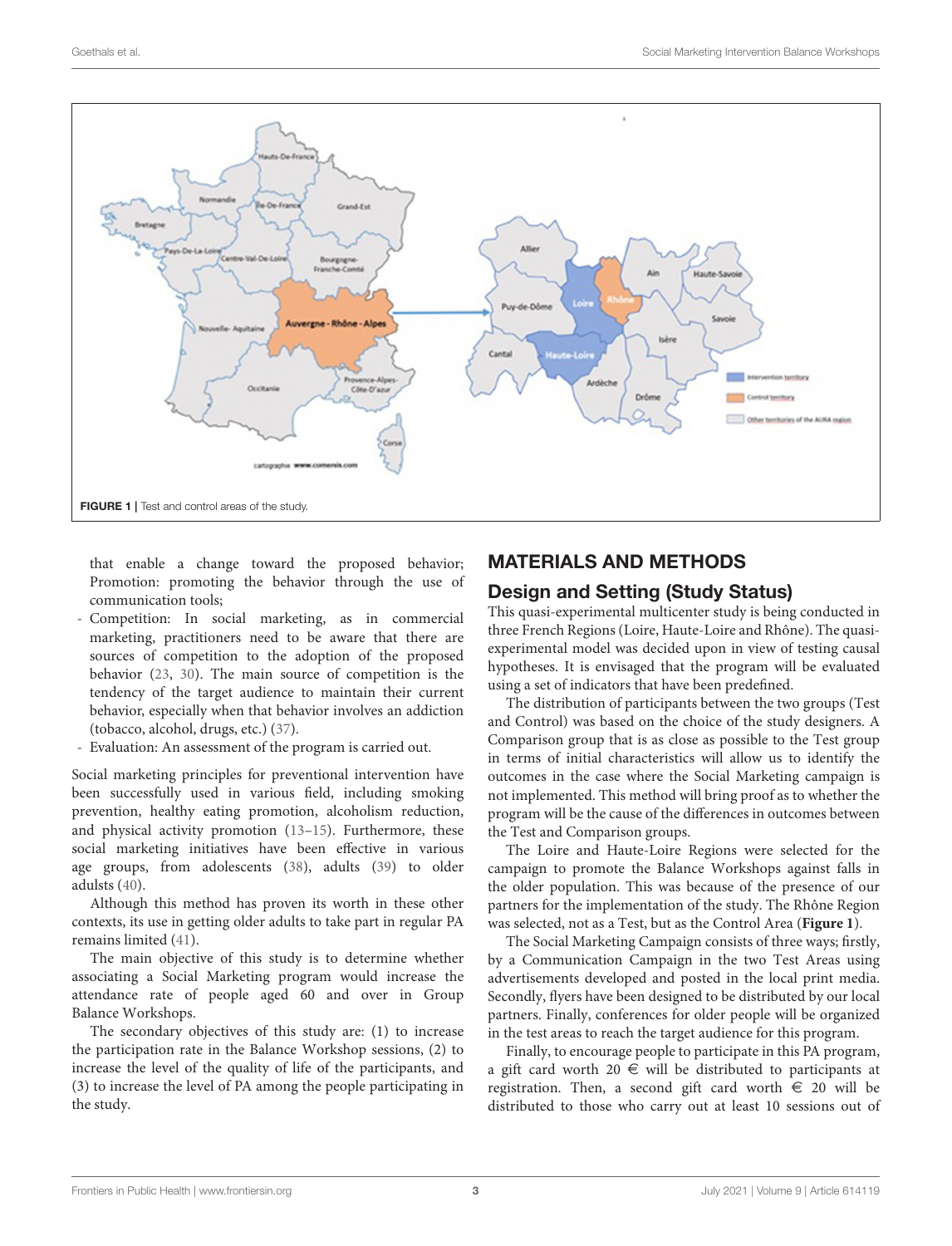FIGURE 1 | Test and control areas of the study.

that enable a change toward the proposed behavior; Promotion: promoting the behavior through the use of communication tools;

- Competition: In social marketing, as in commercial marketing, practitioners need to be aware that there are sources of competition to the adoption of the proposed behavior (23, 30). The main source of competition is the tendency of the target audience to maintain their current behavior, especially when that behavior involves an addiction (tobacco, alcohol, drugs, etc.) (37).
- Evaluation: An assessment of the program is carried out.

Social marketing principles for preventional intervention have been successfully used in various field, including smoking prevention, healthy eating promotion, alcoholism reduction, and physical activity promotion (13–15). Furthermore, these social marketing initiatives have been effective in various age groups, from adolescents (38), adults (39) to older adults (40).

Although this method has proven its worth in these other contexts, its use in getting older adults to take part in regular PA remains limited (41).

The main objective of this study is to determine whether associating a Social Marketing program would increase the attendance rate of people aged 60 and over in Group Balance Workshops.

The secondary objectives of this study are: (1) to increase the participation rate in the Balance Workshop sessions, (2) to increase the level of the quality of life of the participants, and (3) to increase the level of PA among the people participating in the study.

## MATERIALS AND METHODS

### Design and Setting (Study Status)

This quasi-experimental multicenter study is being conducted in three French Regions (Loire, Haute-Loire and Rhône). The quasi-experimental model was decided upon in view of testing causal hypotheses. It is envisaged that the program will be evaluated using a set of indicators that have been predefined.

The distribution of participants between the two groups (Test and Control) was based on the choice of the study designers. A Comparison group that is as close as possible to the Test group in terms of initial characteristics will allow us to identify the outcomes in the case where the Social Marketing campaign is not implemented. This method will bring proof as to whether the program will be the cause of the differences in outcomes between the Test and Comparison groups.

The Loire and Haute-Loire Regions were selected for the campaign to promote the Balance Workshops against falls in the older population. This was because of the presence of our partners for the implementation of the study. The Rhône Region was selected, not as a Test, but as the Control Area (**Figure 1**).

The Social Marketing Campaign consists of three ways; firstly, by a Communication Campaign in the two Test Areas using advertisements developed and posted in the local print media. Secondly, flyers have been designed to be distributed by our local partners. Finally, conferences for older people will be organized in the test areas to reach the target audience for this program.

Finally, to encourage people to participate in this PA program, a gift card worth 20 € will be distributed to participants at registration. Then, a second gift card worth € 20 will be distributed to those who carry out at least 10 sessions out of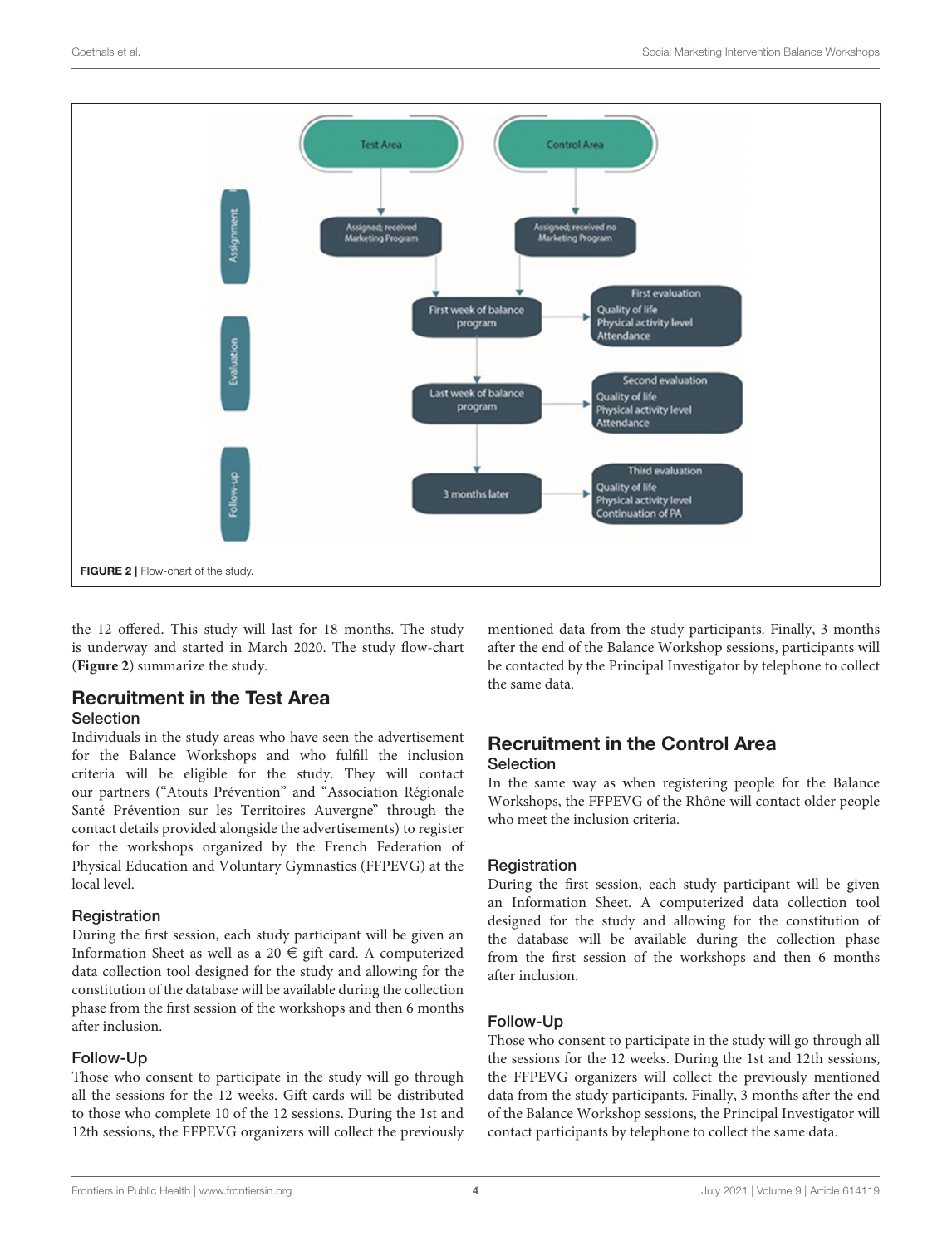FIGURE 2 | Flow-chart of the study.

the 12 offered. This study will last for 18 months. The study is underway and started in March 2020. The study flow-chart (**Figure 2**) summarize the study.

## Recruitment in the Test Area

### Selection

Individuals in the study areas who have seen the advertisement for the Balance Workshops and who fulfill the inclusion criteria will be eligible for the study. They will contact our partners ("Atouts Prévention" and "Association Régionale Santé Prévention sur les Territoires Auvergne" through the contact details provided alongside the advertisements) to register for the workshops organized by the French Federation of Physical Education and Voluntary Gymnastics (FFPEVG) at the local level.

### Registration

During the first session, each study participant will be given an Information Sheet as well as a 20 € gift card. A computerized data collection tool designed for the study and allowing for the constitution of the database will be available during the collection phase from the first session of the workshops and then 6 months after inclusion.

### Follow-Up

Those who consent to participate in the study will go through all the sessions for the 12 weeks. Gift cards will be distributed to those who complete 10 of the 12 sessions. During the 1st and 12th sessions, the FFPEVG organizers will collect the previously mentioned data from the study participants. Finally, 3 months after the end of the Balance Workshop sessions, participants will be contacted by the Principal Investigator by telephone to collect the same data.

## Recruitment in the Control Area

### Selection

In the same way as when registering people for the Balance Workshops, the FFPEVG of the Rhône will contact older people who meet the inclusion criteria.

### Registration

During the first session, each study participant will be given an Information Sheet. A computerized data collection tool designed for the study and allowing for the constitution of the database will be available during the collection phase from the first session of the workshops and then 6 months after inclusion.

### Follow-Up

Those who consent to participate in the study will go through all the sessions for the 12 weeks. During the 1st and 12th sessions, the FFPEVG organizers will collect the previously mentioned data from the study participants. Finally, 3 months after the end of the Balance Workshop sessions, the Principal Investigator will contact participants by telephone to collect the same data.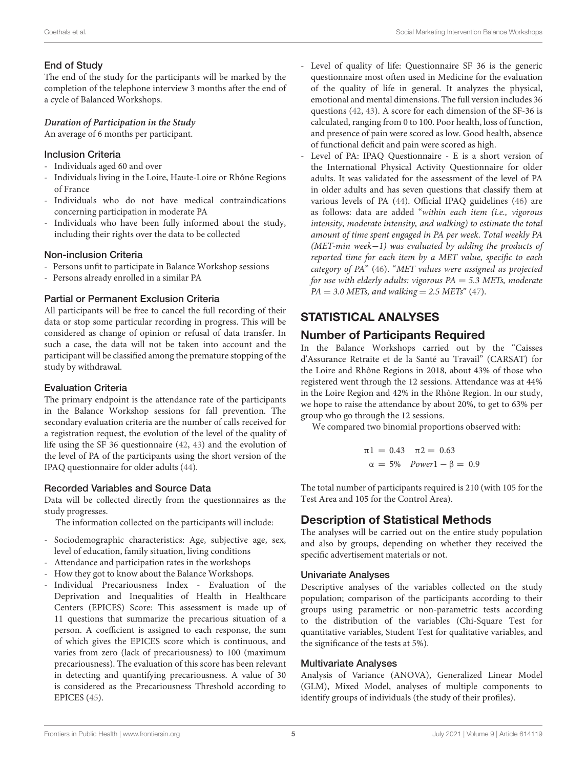### End of Study

The end of the study for the participants will be marked by the completion of the telephone interview 3 months after the end of a cycle of Balanced Workshops.

#### *Duration of Participation in the Study*

An average of 6 months per participant.

### Inclusion Criteria

- Individuals aged 60 and over
- Individuals living in the Loire, Haute-Loire or Rhône Regions of France
- Individuals who do not have medical contraindications concerning participation in moderate PA
- Individuals who have been fully informed about the study, including their rights over the data to be collected

### Non-inclusion Criteria

- Persons unfit to participate in Balance Workshop sessions
- Persons already enrolled in a similar PA

### Partial or Permanent Exclusion Criteria

All participants will be free to cancel the full recording of their data or stop some particular recording in progress. This will be considered as change of opinion or refusal of data transfer. In such a case, the data will not be taken into account and the participant will be classified among the premature stopping of the study by withdrawal.

### Evaluation Criteria

The primary endpoint is the attendance rate of the participants in the Balance Workshop sessions for fall prevention. The secondary evaluation criteria are the number of calls received for a registration request, the evolution of the level of the quality of life using the SF 36 questionnaire (42, 43) and the evolution of the level of PA of the participants using the short version of the IPAQ questionnaire for older adults (44).

### Recorded Variables and Source Data

Data will be collected directly from the questionnaires as the study progresses.

The information collected on the participants will include:

- Sociodemographic characteristics: Age, subjective age, sex, level of education, family situation, living conditions
- Attendance and participation rates in the workshops
- How they got to know about the Balance Workshops.
- Individual Precariousness Index - Evaluation of the Deprivation and Inequalities of Health in Healthcare Centers (EPICES) Score: This assessment is made up of 11 questions that summarize the precarious situation of a person. A coefficient is assigned to each response, the sum of which gives the EPICES score which is continuous, and varies from zero (lack of precariousness) to 100 (maximum precariousness). The evaluation of this score has been relevant in detecting and quantifying precariousness. A value of 30 is considered as the Precariousness Threshold according to EPICES (45).
- Level of quality of life: Questionnaire SF 36 is the generic questionnaire most often used in Medicine for the evaluation of the quality of life in general. It analyzes the physical, emotional and mental dimensions. The full version includes 36 questions (42, 43). A score for each dimension of the SF-36 is calculated, ranging from 0 to 100. Poor health, loss of function, and presence of pain were scored as low. Good health, absence of functional deficit and pain were scored as high.
- Level of PA: IPAQ Questionnaire - E is a short version of the International Physical Activity Questionnaire for older adults. It was validated for the assessment of the level of PA in older adults and has seven questions that classify them at various levels of PA (44). Official IPAQ guidelines (46) are as follows: data are added "*within each item (i.e., vigorous intensity, moderate intensity, and walking) to estimate the total amount of time spent engaged in PA per week. Total weekly PA (MET-min week−1) was evaluated by adding the products of reported time for each item by a MET value, specific to each category of PA*" (46). "*MET values were assigned as projected for use with elderly adults: vigorous PA = 5.3 METs, moderate PA = 3.0 METs, and walking = 2.5 METs*" (47).

## STATISTICAL ANALYSES

### Number of Participants Required

In the Balance Workshops carried out by the "Caisses d'Assurance Retraite et de la Santé au Travail" (CARSAT) for the Loire and Rhône Regions in 2018, about 43% of those who registered went through the 12 sessions. Attendance was at 44% in the Loire Region and 42% in the Rhône Region. In our study, we hope to raise the attendance by about 20%, to get to 63% per group who go through the 12 sessions.

We compared two binomial proportions observed with:

$$\pi 1 = 0.43 \quad \pi 2 = 0.63$$
$$\alpha = 5\% \quad Power 1 - \beta = 0.9$$

The total number of participants required is 210 (with 105 for the Test Area and 105 for the Control Area).

### Description of Statistical Methods

The analyses will be carried out on the entire study population and also by groups, depending on whether they received the specific advertisement materials or not.

#### Univariate Analyses

Descriptive analyses of the variables collected on the study population; comparison of the participants according to their groups using parametric or non-parametric tests according to the distribution of the variables (Chi-Square Test for quantitative variables, Student Test for qualitative variables, and the significance of the tests at 5%).

#### Multivariate Analyses

Analysis of Variance (ANOVA), Generalized Linear Model (GLM), Mixed Model, analyses of multiple components to identify groups of individuals (the study of their profiles).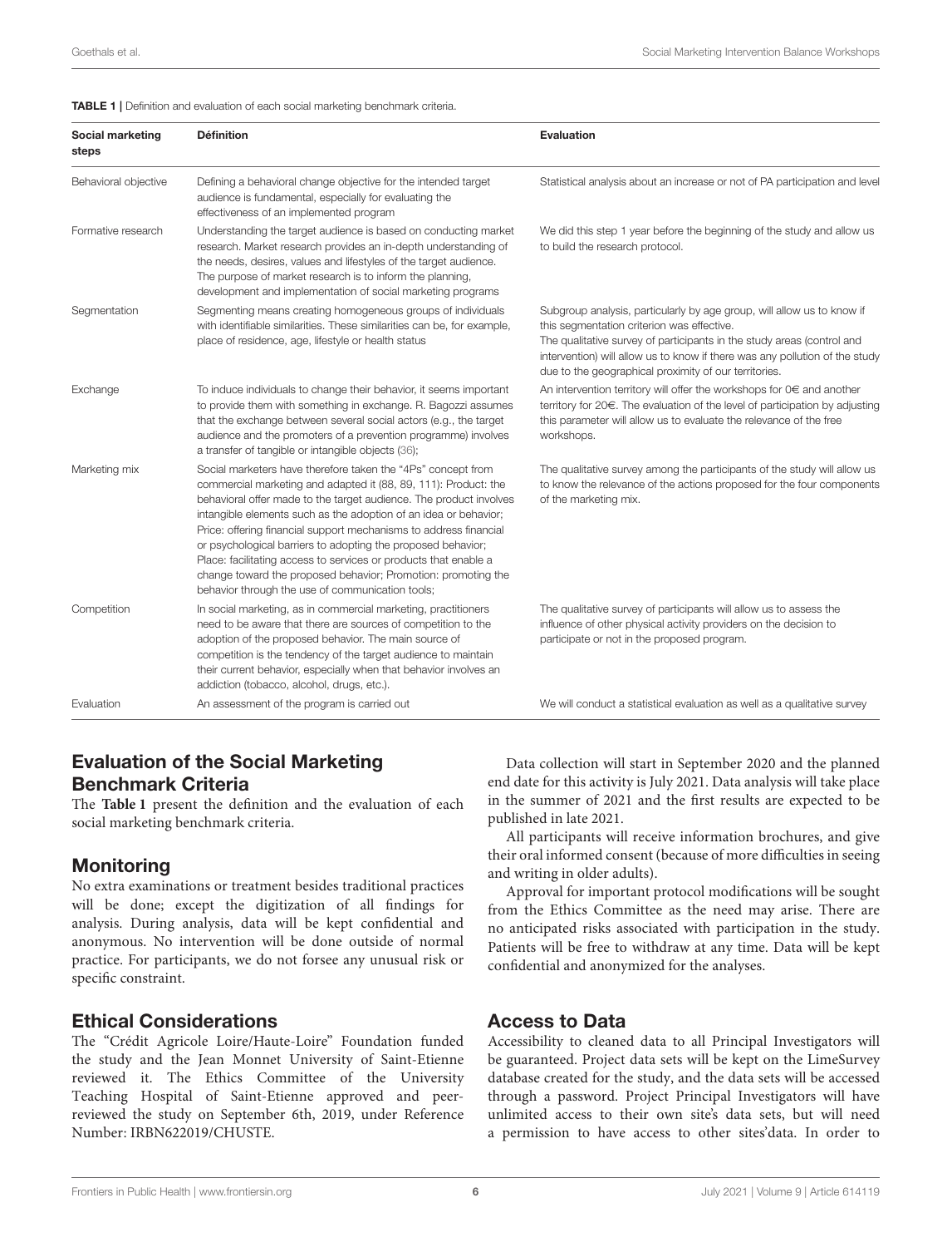**TABLE 1 |** Definition and evaluation of each social marketing benchmark criteria.

| Social marketing steps | Définition | Evaluation |
|---|---|---|
| Behavioral objective | Defining a behavioral change objective for the intended target audience is fundamental, especially for evaluating the effectiveness of an implemented program | Statistical analysis about an increase or not of PA participation and level |
| Formative research | Understanding the target audience is based on conducting market research. Market research provides an in-depth understanding of the needs, desires, values and lifestyles of the target audience. The purpose of market research is to inform the planning, development and implementation of social marketing programs | We did this step 1 year before the beginning of the study and allow us to build the research protocol. |
| Segmentation | Segmenting means creating homogeneous groups of individuals with identifiable similarities. These similarities can be, for example, place of residence, age, lifestyle or health status | Subgroup analysis, particularly by age group, will allow us to know if this segmentation criterion was effective. The qualitative survey of participants in the study areas (control and intervention) will allow us to know if there was any pollution of the study due to the geographical proximity of our territories. |
| Exchange | To induce individuals to change their behavior, it seems important to provide them with something in exchange. R. Bagozzi assumes that the exchange between several social actors (e.g., the target audience and the promoters of a prevention programme) involves a transfer of tangible or intangible objects (36); | An intervention territory will offer the workshops for 0€ and another territory for 20€. The evaluation of the level of participation by adjusting this parameter will allow us to evaluate the relevance of the free workshops. |
| Marketing mix | Social marketers have therefore taken the "4Ps" concept from commercial marketing and adapted it (88, 89, 111): Product: the behavioral offer made to the target audience. The product involves intangible elements such as the adoption of an idea or behavior; Price: offering financial support mechanisms to address financial or psychological barriers to adopting the proposed behavior; Place: facilitating access to services or products that enable a change toward the proposed behavior; Promotion: promoting the behavior through the use of communication tools; | The qualitative survey among the participants of the study will allow us to know the relevance of the actions proposed for the four components of the marketing mix. |
| Competition | In social marketing, as in commercial marketing, practitioners need to be aware that there are sources of competition to the adoption of the proposed behavior. The main source of competition is the tendency of the target audience to maintain their current behavior, especially when that behavior involves an addiction (tobacco, alcohol, drugs, etc.). | The qualitative survey of participants will allow us to assess the influence of other physical activity providers on the decision to participate or not in the proposed program. |
| Evaluation | An assessment of the program is carried out | We will conduct a statistical evaluation as well as a qualitative survey |

## Evaluation of the Social Marketing Benchmark Criteria

The **Table 1** present the definition and the evaluation of each social marketing benchmark criteria.

## Monitoring

No extra examinations or treatment besides traditional practices will be done; except the digitization of all findings for analysis. During analysis, data will be kept confidential and anonymous. No intervention will be done outside of normal practice. For participants, we do not forsee any unusual risk or specific constraint.

## Ethical Considerations

The "Crédit Agricole Loire/Haute-Loire" Foundation funded the study and the Jean Monnet University of Saint-Etienne reviewed it. The Ethics Committee of the University Teaching Hospital of Saint-Etienne approved and peer-reviewed the study on September 6th, 2019, under Reference Number: IRBN622019/CHUSTE.

Data collection will start in September 2020 and the planned end date for this activity is July 2021. Data analysis will take place in the summer of 2021 and the first results are expected to be published in late 2021.

All participants will receive information brochures, and give their oral informed consent (because of more difficulties in seeing and writing in older adults).

Approval for important protocol modifications will be sought from the Ethics Committee as the need may arise. There are no anticipated risks associated with participation in the study. Patients will be free to withdraw at any time. Data will be kept confidential and anonymized for the analyses.

## Access to Data

Accessibility to cleaned data to all Principal Investigators will be guaranteed. Project data sets will be kept on the LimeSurvey database created for the study, and the data sets will be accessed through a password. Project Principal Investigators will have unlimited access to their own site's data sets, but will need a permission to have access to other sites'data. In order to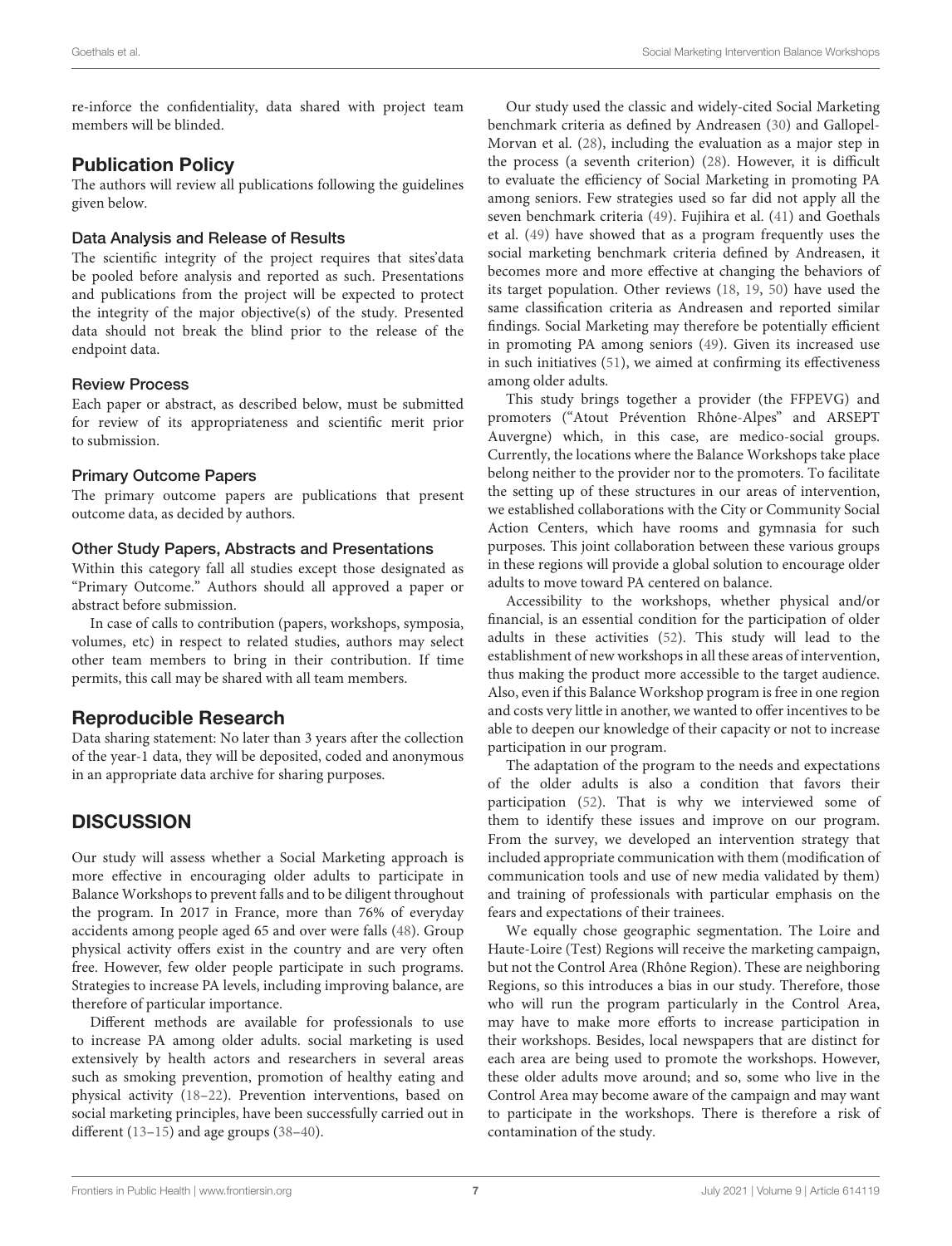re-inforce the confidentiality, data shared with project team members will be blinded.

## Publication Policy

The authors will review all publications following the guidelines given below.

### Data Analysis and Release of Results

The scientific integrity of the project requires that sites'data be pooled before analysis and reported as such. Presentations and publications from the project will be expected to protect the integrity of the major objective(s) of the study. Presented data should not break the blind prior to the release of the endpoint data.

### Review Process

Each paper or abstract, as described below, must be submitted for review of its appropriateness and scientific merit prior to submission.

### Primary Outcome Papers

The primary outcome papers are publications that present outcome data, as decided by authors.

### Other Study Papers, Abstracts and Presentations

Within this category fall all studies except those designated as "Primary Outcome." Authors should all approved a paper or abstract before submission.

In case of calls to contribution (papers, workshops, symposia, volumes, etc) in respect to related studies, authors may select other team members to bring in their contribution. If time permits, this call may be shared with all team members.

## Reproducible Research

Data sharing statement: No later than 3 years after the collection of the year-1 data, they will be deposited, coded and anonymous in an appropriate data archive for sharing purposes.

# DISCUSSION

Our study will assess whether a Social Marketing approach is more effective in encouraging older adults to participate in Balance Workshops to prevent falls and to be diligent throughout the program. In 2017 in France, more than 76% of everyday accidents among people aged 65 and over were falls (48). Group physical activity offers exist in the country and are very often free. However, few older people participate in such programs. Strategies to increase PA levels, including improving balance, are therefore of particular importance.

Different methods are available for professionals to use to increase PA among older adults. social marketing is used extensively by health actors and researchers in several areas such as smoking prevention, promotion of healthy eating and physical activity (18–22). Prevention interventions, based on social marketing principles, have been successfully carried out in different (13–15) and age groups (38–40).

Our study used the classic and widely-cited Social Marketing benchmark criteria as defined by Andreasen (30) and Gallopel-Morvan et al. (28), including the evaluation as a major step in the process (a seventh criterion) (28). However, it is difficult to evaluate the efficiency of Social Marketing in promoting PA among seniors. Few strategies used so far did not apply all the seven benchmark criteria (49). Fujihira et al. (41) and Goethals et al. (49) have showed that as a program frequently uses the social marketing benchmark criteria defined by Andreasen, it becomes more and more effective at changing the behaviors of its target population. Other reviews (18, 19, 50) have used the same classification criteria as Andreasen and reported similar findings. Social Marketing may therefore be potentially efficient in promoting PA among seniors (49). Given its increased use in such initiatives (51), we aimed at confirming its effectiveness among older adults.

This study brings together a provider (the FFPEVG) and promoters ("Atout Prévention Rhône-Alpes" and ARSEPT Auvergne) which, in this case, are medico-social groups. Currently, the locations where the Balance Workshops take place belong neither to the provider nor to the promoters. To facilitate the setting up of these structures in our areas of intervention, we established collaborations with the City or Community Social Action Centers, which have rooms and gymnasia for such purposes. This joint collaboration between these various groups in these regions will provide a global solution to encourage older adults to move toward PA centered on balance.

Accessibility to the workshops, whether physical and/or financial, is an essential condition for the participation of older adults in these activities (52). This study will lead to the establishment of new workshops in all these areas of intervention, thus making the product more accessible to the target audience. Also, even if this Balance Workshop program is free in one region and costs very little in another, we wanted to offer incentives to be able to deepen our knowledge of their capacity or not to increase participation in our program.

The adaptation of the program to the needs and expectations of the older adults is also a condition that favors their participation (52). That is why we interviewed some of them to identify these issues and improve on our program. From the survey, we developed an intervention strategy that included appropriate communication with them (modification of communication tools and use of new media validated by them) and training of professionals with particular emphasis on the fears and expectations of their trainees.

We equally chose geographic segmentation. The Loire and Haute-Loire (Test) Regions will receive the marketing campaign, but not the Control Area (Rhône Region). These are neighboring Regions, so this introduces a bias in our study. Therefore, those who will run the program particularly in the Control Area, may have to make more efforts to increase participation in their workshops. Besides, local newspapers that are distinct for each area are being used to promote the workshops. However, these older adults move around; and so, some who live in the Control Area may become aware of the campaign and may want to participate in the workshops. There is therefore a risk of contamination of the study.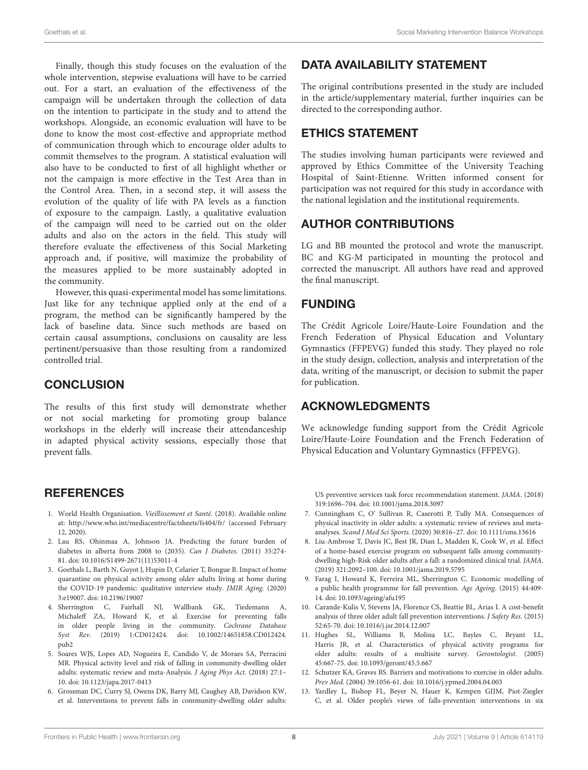Finally, though this study focuses on the evaluation of the whole intervention, stepwise evaluations will have to be carried out. For a start, an evaluation of the effectiveness of the campaign will be undertaken through the collection of data on the intention to participate in the study and to attend the workshops. Alongside, an economic evaluation will have to be done to know the most cost-effective and appropriate method of communication through which to encourage older adults to commit themselves to the program. A statistical evaluation will also have to be conducted to first of all highlight whether or not the campaign is more effective in the Test Area than in the Control Area. Then, in a second step, it will assess the evolution of the quality of life with PA levels as a function of exposure to the campaign. Lastly, a qualitative evaluation of the campaign will need to be carried out on the older adults and also on the actors in the field. This study will therefore evaluate the effectiveness of this Social Marketing approach and, if positive, will maximize the probability of the measures applied to be more sustainably adopted in the community.

However, this quasi-experimental model has some limitations. Just like for any technique applied only at the end of a program, the method can be significantly hampered by the lack of baseline data. Since such methods are based on certain causal assumptions, conclusions on causality are less pertinent/persuasive than those resulting from a randomized controlled trial.

## CONCLUSION

The results of this first study will demonstrate whether or not social marketing for promoting group balance workshops in the elderly will increase their attendanceship in adapted physical activity sessions, especially those that prevent falls.

## DATA AVAILABILITY STATEMENT

The original contributions presented in the study are included in the article/supplementary material, further inquiries can be directed to the corresponding author.

## ETHICS STATEMENT

The studies involving human participants were reviewed and approved by Ethics Committee of the University Teaching Hospital of Saint-Etienne. Written informed consent for participation was not required for this study in accordance with the national legislation and the institutional requirements.

## AUTHOR CONTRIBUTIONS

LG and BB mounted the protocol and wrote the manuscript. BC and KG-M participated in mounting the protocol and corrected the manuscript. All authors have read and approved the final manuscript.

## FUNDING

The Crédit Agricole Loire/Haute-Loire Foundation and the French Federation of Physical Education and Voluntary Gymnastics (FFPEVG) funded this study. They played no role in the study design, collection, analysis and interpretation of the data, writing of the manuscript, or decision to submit the paper for publication.

## ACKNOWLEDGMENTS

We acknowledge funding support from the Crédit Agricole Loire/Haute-Loire Foundation and the French Federation of Physical Education and Voluntary Gymnastics (FFPEVG).

## REFERENCES

1. World Health Organisation. *Vieillissement et Santé.* (2018). Available online at: http://www.who.int/mediacentre/factsheets/fs404/fr/ (accessed February 12, 2020).
2. Lau RS, Ohinmaa A, Johnson JA. Predicting the future burden of diabetes in alberta from 2008 to (2035). *Can J Diabetes.* (2011) 35:274-81. doi: 10.1016/S1499-2671(11)53011-4
3. Goethals L, Barth N, Guyot J, Hupin D, Celarier T, Bongue B. Impact of home quarantine on physical activity among older adults living at home during the COVID-19 pandemic: qualitative interview study. *JMIR Aging.* (2020) 3:e19007. doi: 10.2196/19007
4. Sherrington C, Fairhall NJ, Wallbank GK, Tiedemann A, Michaleff ZA, Howard K, et al. Exercise for preventing falls in older people living in the community. *Cochrane Database Syst Rev.* (2019) 1:CD012424. doi: 10.1002/14651858.CD012424.pub2
5. Soares WJS, Lopes AD, Nogueira E, Candido V, de Moraes SA, Perracini MR. Physical activity level and risk of falling in community-dwelling older adults: systematic review and meta-Analysis. *J Aging Phys Act.* (2018) 27:1–10. doi: 10.1123/japa.2017-0413
6. Grossman DC, Curry SJ, Owens DK, Barry MJ, Caughey AB, Davidson KW, et al. Interventions to prevent falls in community-dwelling older adults: US preventive services task force recommendation statement. *JAMA.* (2018) 319:1696–704. doi: 10.1001/jama.2018.3097
7. Cunningham C, O' Sullivan R, Caserotti P, Tully MA. Consequences of physical inactivity in older adults: a systematic review of reviews and meta-analyses. *Scand J Med Sci Sports.* (2020) 30:816–27. doi: 10.1111/sms.13616
8. Liu-Ambrose T, Davis JC, Best JR, Dian L, Madden K, Cook W, et al. Effect of a home-based exercise program on subsequent falls among community-dwelling high-Risk older adults after a fall: a randomized clinical trial. *JAMA.* (2019) 321:2092–100. doi: 10.1001/jama.2019.5795
9. Farag I, Howard K, Ferreira ML, Sherrington C. Economic modelling of a public health programme for fall prevention. *Age Ageing.* (2015) 44:409-14. doi: 10.1093/ageing/afu195
10. Carande-Kulis V, Stevens JA, Florence CS, Beattie BL, Arias I. A cost-benefit analysis of three older adult fall prevention interventions. *J Safety Res.* (2015) 52:65-70. doi: 10.1016/j.jsr.2014.12.007
11. Hughes SL, Williams B, Molina LC, Bayles C, Bryant LL, Harris JR, et al. Characteristics of physical activity programs for older adults: results of a multisite survey. *Gerontologist.* (2005) 45:667-75. doi: 10.1093/geront/45.5.667
12. Schutzer KA, Graves BS. Barriers and motivations to exercise in older adults. *Prev Med.* (2004) 39:1056-61. doi: 10.1016/j.ypmed.2004.04.003
13. Yardley L, Bishop FL, Beyer N, Hauer K, Kempen GIJM, Piot-Ziegler C, et al. Older people's views of falls-prevention interventions in six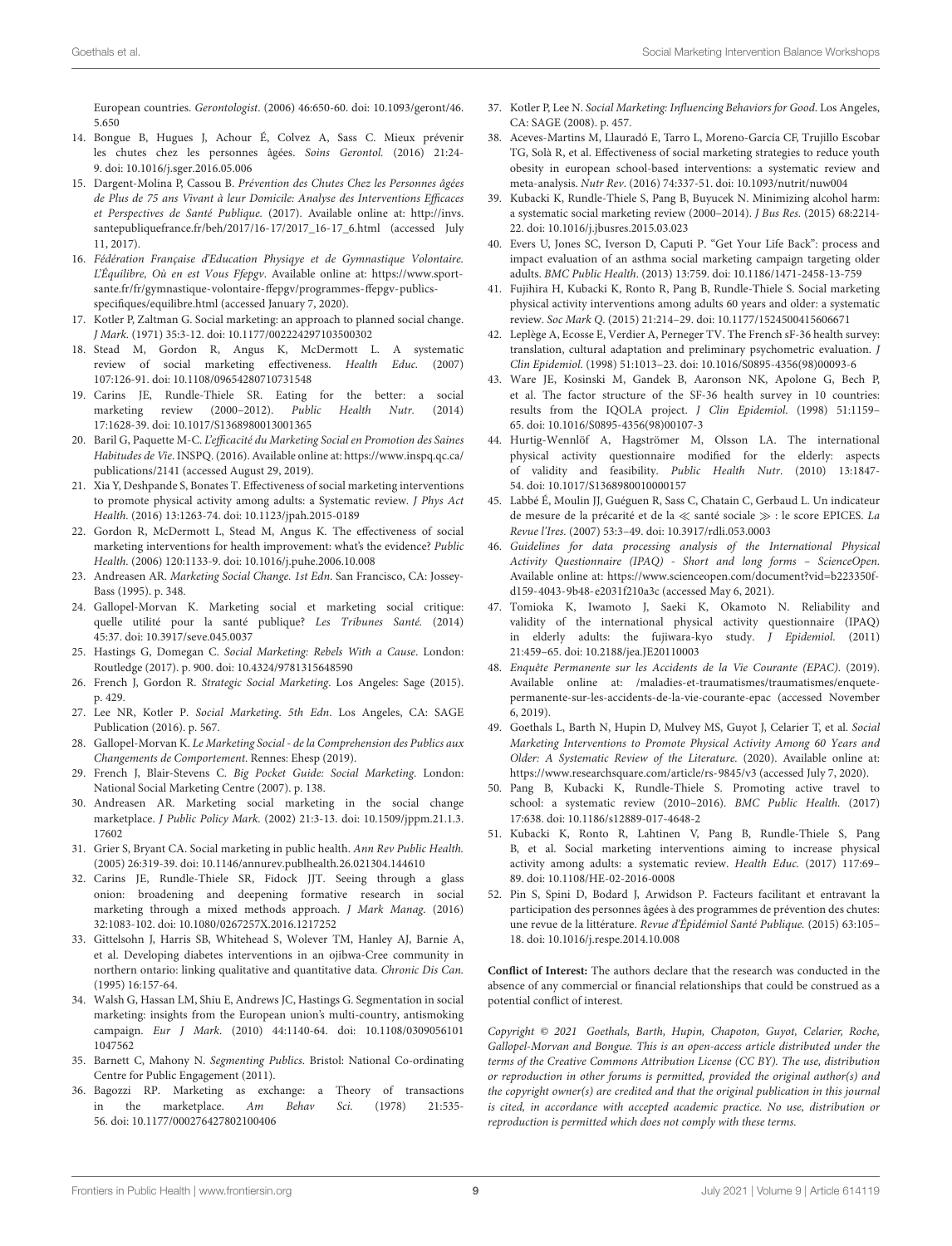European countries. *Gerontologist*. (2006) 46:650-60. doi: 10.1093/geront/46.5.650

14. Bongue B, Hugues J, Achour É, Colvez A, Sass C. Mieux prévenir les chutes chez les personnes âgées. *Soins Gerontol.* (2016) 21:24-9. doi: 10.1016/j.sger.2016.05.006
15. Dargent-Molina P, Cassou B. *Prévention des Chutes Chez les Personnes âgées de Plus de 75 ans Vivant à leur Domicile: Analyse des Interventions Efficaces et Perspectives de Santé Publique.* (2017). Available online at: http://invs.santepubliquefrance.fr/beh/2017/16-17/2017_16-17_6.html (accessed July 11, 2017).
16. *Fédération Française d'Education Physiqye et de Gymnastique Volontaire. L'Équilibre, Où en est Vous Ffepgv*. Available online at: https://www.sport-sante.fr/fr/gymnastique-volontaire-ffepgv/programmes-ffepgv-publics-specifiques/equilibre.html (accessed January 7, 2020).
17. Kotler P, Zaltman G. Social marketing: an approach to planned social change. *J Mark.* (1971) 35:3-12. doi: 10.1177/002224297103500302
18. Stead M, Gordon R, Angus K, McDermott L. A systematic review of social marketing effectiveness. *Health Educ.* (2007) 107:126-91. doi: 10.1108/09654280710731548
19. Carins JE, Rundle-Thiele SR. Eating for the better: a social marketing review (2000–2012). *Public Health Nutr.* (2014) 17:1628-39. doi: 10.1017/S1368980013001365
20. Baril G, Paquette M-C. *L'efficacité du Marketing Social en Promotion des Saines Habitudes de Vie*. INSPQ. (2016). Available online at: https://www.inspq.qc.ca/publications/2141 (accessed August 29, 2019).
21. Xia Y, Deshpande S, Bonates T. Effectiveness of social marketing interventions to promote physical activity among adults: a Systematic review. *J Phys Act Health.* (2016) 13:1263-74. doi: 10.1123/jpah.2015-0189
22. Gordon R, McDermott L, Stead M, Angus K. The effectiveness of social marketing interventions for health improvement: what's the evidence? *Public Health.* (2006) 120:1133-9. doi: 10.1016/j.puhe.2006.10.008
23. Andreasen AR. *Marketing Social Change. 1st Edn*. San Francisco, CA: Jossey-Bass (1995). p. 348.
24. Gallopel-Morvan K. Marketing social et marketing social critique: quelle utilité pour la santé publique? *Les Tribunes Santé.* (2014) 45:37. doi: 10.3917/seve.045.0037
25. Hastings G, Domegan C. *Social Marketing: Rebels With a Cause*. London: Routledge (2017). p. 900. doi: 10.4324/9781315648590
26. French J, Gordon R. *Strategic Social Marketing*. Los Angeles: Sage (2015). p. 429.
27. Lee NR, Kotler P. *Social Marketing. 5th Edn*. Los Angeles, CA: SAGE Publication (2016). p. 567.
28. Gallopel-Morvan K. *Le Marketing Social - de la Comprehension des Publics aux Changements de Comportement*. Rennes: Ehesp (2019).
29. French J, Blair-Stevens C. *Big Pocket Guide: Social Marketing*. London: National Social Marketing Centre (2007). p. 138.
30. Andreasen AR. Marketing social marketing in the social change marketplace. *J Public Policy Mark.* (2002) 21:3-13. doi: 10.1509/jppm.21.1.3.17602
31. Grier S, Bryant CA. Social marketing in public health. *Ann Rev Public Health.* (2005) 26:319-39. doi: 10.1146/annurev.publhealth.26.021304.144610
32. Carins JE, Rundle-Thiele SR, Fidock JJT. Seeing through a glass onion: broadening and deepening formative research in social marketing through a mixed methods approach. *J Mark Manag.* (2016) 32:1083-102. doi: 10.1080/0267257X.2016.1217252
33. Gittelsohn J, Harris SB, Whitehead S, Wolever TM, Hanley AJ, Barnie A, et al. Developing diabetes interventions in an ojibwa-Cree community in northern ontario: linking qualitative and quantitative data. *Chronic Dis Can.* (1995) 16:157-64.
34. Walsh G, Hassan LM, Shiu E, Andrews JC, Hastings G. Segmentation in social marketing: insights from the European union's multi-country, antismoking campaign. *Eur J Mark.* (2010) 44:1140-64. doi: 10.1108/03090561011047562
35. Barnett C, Mahony N. *Segmenting Publics*. Bristol: National Co-ordinating Centre for Public Engagement (2011).
36. Bagozzi RP. Marketing as exchange: a Theory of transactions in the marketplace. *Am Behav Sci.* (1978) 21:535-56. doi: 10.1177/000276427802100406
37. Kotler P, Lee N. *Social Marketing: Influencing Behaviors for Good*. Los Angeles, CA: SAGE (2008). p. 457.
38. Aceves-Martins M, Llauradó E, Tarro L, Moreno-García CF, Trujillo Escobar TG, Solà R, et al. Effectiveness of social marketing strategies to reduce youth obesity in european school-based interventions: a systematic review and meta-analysis. *Nutr Rev.* (2016) 74:337-51. doi: 10.1093/nutrit/nuw004
39. Kubacki K, Rundle-Thiele S, Pang B, Buyucek N. Minimizing alcohol harm: a systematic social marketing review (2000–2014). *J Bus Res.* (2015) 68:2214-22. doi: 10.1016/j.jbusres.2015.03.023
40. Evers U, Jones SC, Iverson D, Caputi P. "Get Your Life Back": process and impact evaluation of an asthma social marketing campaign targeting older adults. *BMC Public Health*. (2013) 13:759. doi: 10.1186/1471-2458-13-759
41. Fujihira H, Kubacki K, Ronto R, Pang B, Rundle-Thiele S. Social marketing physical activity interventions among adults 60 years and older: a systematic review. *Soc Mark Q.* (2015) 21:214–29. doi: 10.1177/1524500415606671
42. Leplège A, Ecosse E, Verdier A, Perneger TV. The French sF-36 health survey: translation, cultural adaptation and preliminary psychometric evaluation. *J Clin Epidemiol.* (1998) 51:1013–23. doi: 10.1016/S0895-4356(98)00093-6
43. Ware JE, Kosinski M, Gandek B, Aaronson NK, Apolone G, Bech P, et al. The factor structure of the SF-36 health survey in 10 countries: results from the IQOLA project. *J Clin Epidemiol.* (1998) 51:1159–65. doi: 10.1016/S0895-4356(98)00107-3
44. Hurtig-Wennlöf A, Hagströmer M, Olsson LA. The international physical activity questionnaire modified for the elderly: aspects of validity and feasibility. *Public Health Nutr.* (2010) 13:1847-54. doi: 10.1017/S1368980010000157
45. Labbé É, Moulin JJ, Guéguen R, Sass C, Chatain C, Gerbaud L. Un indicateur de mesure de la précarité et de la ≪ santé sociale ≫ : le score EPICES. *La Revue l'Ires.* (2007) 53:3–49. doi: 10.3917/rdli.053.0003
46. *Guidelines for data processing analysis of the International Physical Activity Questionnaire (IPAQ) - Short and long forms – ScienceOpen.* Available online at: https://www.scienceopen.com/document?vid=b223350f-d159-4043-9b48-e2031f210a3c (accessed May 6, 2021).
47. Tomioka K, Iwamoto J, Saeki K, Okamoto N. Reliability and validity of the international physical activity questionnaire (IPAQ) in elderly adults: the fujiwara-kyo study. *J Epidemiol.* (2011) 21:459–65. doi: 10.2188/jea.JE20110003
48. *Enquête Permanente sur les Accidents de la Vie Courante (EPAC)*. (2019). Available online at: /maladies-et-traumatismes/traumatismes/enquete-permanente-sur-les-accidents-de-la-vie-courante-epac (accessed November 6, 2019).
49. Goethals L, Barth N, Hupin D, Mulvey MS, Guyot J, Celarier T, et al. *Social Marketing Interventions to Promote Physical Activity Among 60 Years and Older: A Systematic Review of the Literature.* (2020). Available online at: https://www.researchsquare.com/article/rs-9845/v3 (accessed July 7, 2020).
50. Pang B, Kubacki K, Rundle-Thiele S. Promoting active travel to school: a systematic review (2010–2016). *BMC Public Health.* (2017) 17:638. doi: 10.1186/s12889-017-4648-2
51. Kubacki K, Ronto R, Lahtinen V, Pang B, Rundle-Thiele S, Pang B, et al. Social marketing interventions aiming to increase physical activity among adults: a systematic review. *Health Educ.* (2017) 117:69–89. doi: 10.1108/HE-02-2016-0008
52. Pin S, Spini D, Bodard J, Arwidson P. Facteurs facilitant et entravant la participation des personnes âgées à des programmes de prévention des chutes: une revue de la littérature. *Revue d'Épidémiol Santé Publique.* (2015) 63:105–18. doi: 10.1016/j.respe.2014.10.008

**Conflict of Interest:** The authors declare that the research was conducted in the absence of any commercial or financial relationships that could be construed as a potential conflict of interest.

*Copyright © 2021 Goethals, Barth, Hupin, Chapoton, Guyot, Celarier, Roche, Gallopel-Morvan and Bongue. This is an open-access article distributed under the terms of the Creative Commons Attribution License (CC BY). The use, distribution or reproduction in other forums is permitted, provided the original author(s) and the copyright owner(s) are credited and that the original publication in this journal is cited, in accordance with accepted academic practice. No use, distribution or reproduction is permitted which does not comply with these terms.*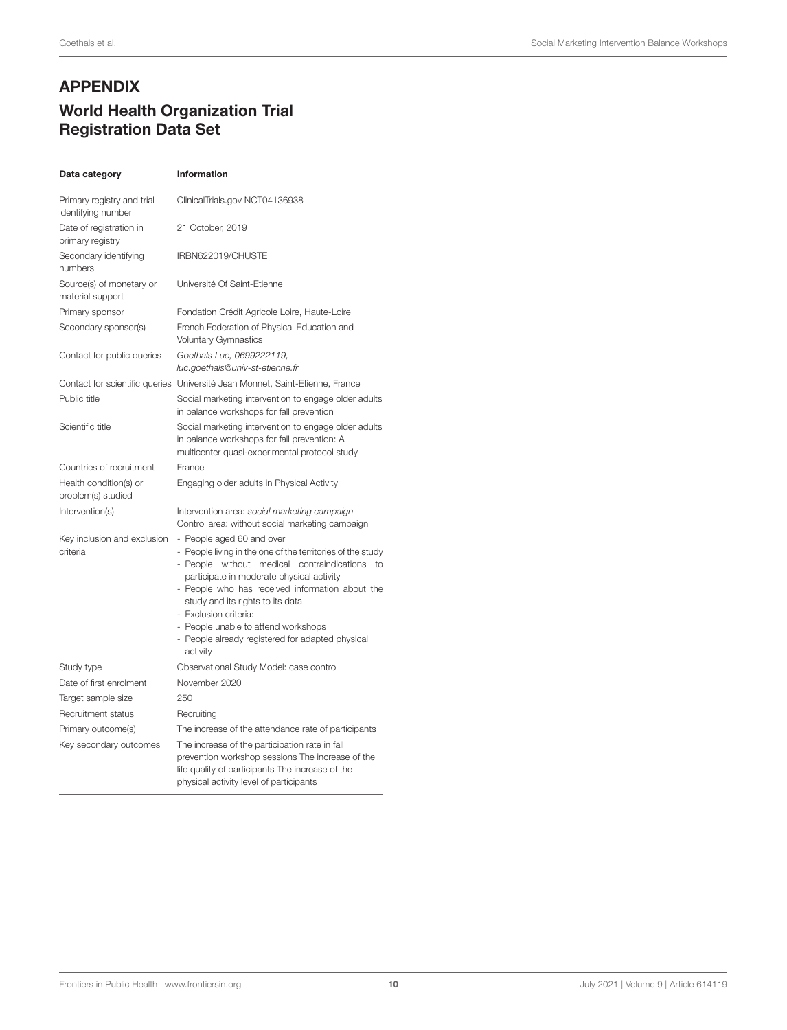## APPENDIX

## World Health Organization Trial Registration Data Set

| Data category | Information |
|---|---|
| Primary registry and trial identifying number | ClinicalTrials.gov NCT04136938 |
| Date of registration in primary registry | 21 October, 2019 |
| Secondary identifying numbers | IRBN622019/CHUSTE |
| Source(s) of monetary or material support | Université Of Saint-Etienne |
| Primary sponsor | Fondation Crédit Agricole Loire, Haute-Loire |
| Secondary sponsor(s) | French Federation of Physical Education and Voluntary Gymnastics |
| Contact for public queries | *Goethals Luc, 0699222119, luc.goethals@univ-st-etienne.fr* |
| Contact for scientific queries | Université Jean Monnet, Saint-Etienne, France |
| Public title | Social marketing intervention to engage older adults in balance workshops for fall prevention |
| Scientific title | Social marketing intervention to engage older adults in balance workshops for fall prevention: A multicenter quasi-experimental protocol study |
| Countries of recruitment | France |
| Health condition(s) or problem(s) studied | Engaging older adults in Physical Activity |
| Intervention(s) | Intervention area: *social marketing campaign*<br>Control area: without social marketing campaign |
| Key inclusion and exclusion criteria | - People aged 60 and over<br>- People living in the one of the territories of the study<br>- People without medical contraindications to participate in moderate physical activity<br>- People who has received information about the study and its rights to its data<br>- Exclusion criteria:<br>- People unable to attend workshops<br>- People already registered for adapted physical activity |
| Study type | Observational Study Model: case control |
| Date of first enrolment | November 2020 |
| Target sample size | 250 |
| Recruitment status | Recruiting |
| Primary outcome(s) | The increase of the attendance rate of participants |
| Key secondary outcomes | The increase of the participation rate in fall prevention workshop sessions The increase of the life quality of participants The increase of the physical activity level of participants |